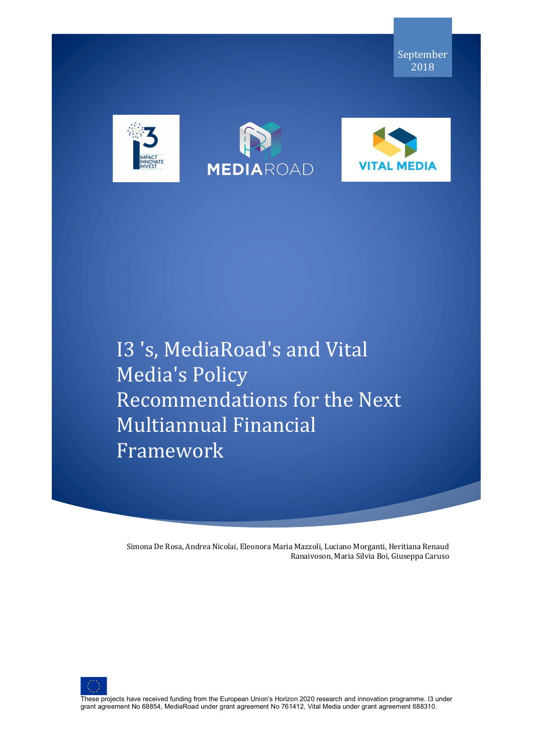September 2018

# I3 's, MediaRoad's and Vital Media's Policy Recommendations for the Next Multiannual Financial Framework

Simona De Rosa, Andrea Nicolai, Eleonora Maria Mazzoli, Luciano Morganti, Heritiana Renaud Ranaivoson, Maria Silvia Boi, Giuseppa Caruso

These projects have received funding from the European Union's Horizon 2020 research and innovation programme. I3 under grant agreement No 68854, MediaRoad under grant agreement No 761412, Vital Media under grant agreement 688310.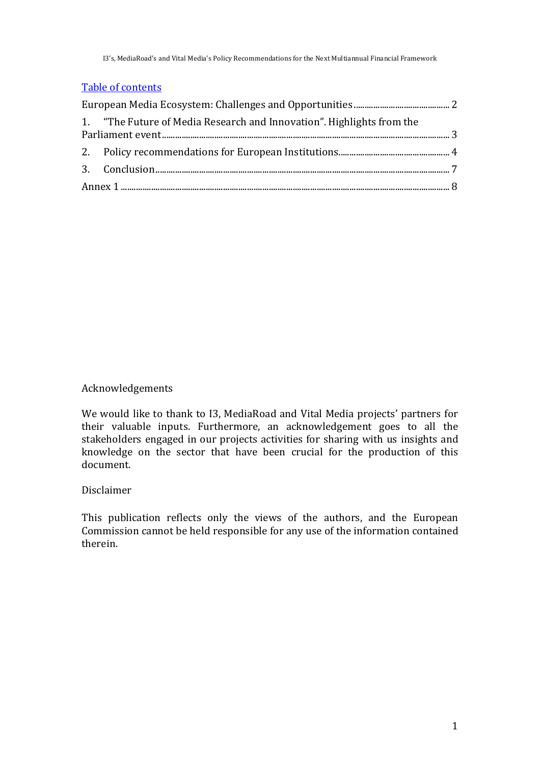Table of contents

European Media Ecosystem: Challenges and Opportunities ........................................... 2

1. "The Future of Media Research and Innovation". Highlights from the Parliament event ........................................................................................................................ 3

2. Policy recommendations for European Institutions .................................................. 4

3. Conclusion ........................................................................................................................... 7

Annex 1 ..................................................................................................................................... 8

Acknowledgements

We would like to thank to I3, MediaRoad and Vital Media projects' partners for their valuable inputs. Furthermore, an acknowledgement goes to all the stakeholders engaged in our projects activities for sharing with us insights and knowledge on the sector that have been crucial for the production of this document.

Disclaimer

This publication reflects only the views of the authors, and the European Commission cannot be held responsible for any use of the information contained therein.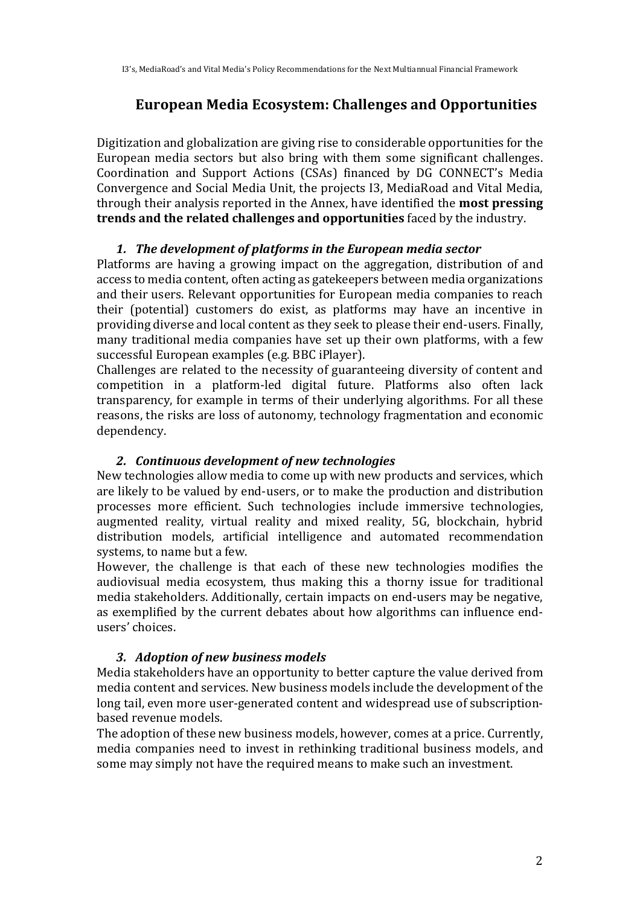# European Media Ecosystem: Challenges and Opportunities

Digitization and globalization are giving rise to considerable opportunities for the European media sectors but also bring with them some significant challenges. Coordination and Support Actions (CSAs) financed by DG CONNECT's Media Convergence and Social Media Unit, the projects I3, MediaRoad and Vital Media, through their analysis reported in the Annex, have identified the **most pressing trends and the related challenges and opportunities** faced by the industry.

### *1. The development of platforms in the European media sector*

Platforms are having a growing impact on the aggregation, distribution of and access to media content, often acting as gatekeepers between media organizations and their users. Relevant opportunities for European media companies to reach their (potential) customers do exist, as platforms may have an incentive in providing diverse and local content as they seek to please their end-users. Finally, many traditional media companies have set up their own platforms, with a few successful European examples (e.g. BBC iPlayer).

Challenges are related to the necessity of guaranteeing diversity of content and competition in a platform-led digital future. Platforms also often lack transparency, for example in terms of their underlying algorithms. For all these reasons, the risks are loss of autonomy, technology fragmentation and economic dependency.

### *2. Continuous development of new technologies*

New technologies allow media to come up with new products and services, which are likely to be valued by end-users, or to make the production and distribution processes more efficient. Such technologies include immersive technologies, augmented reality, virtual reality and mixed reality, 5G, blockchain, hybrid distribution models, artificial intelligence and automated recommendation systems, to name but a few.

However, the challenge is that each of these new technologies modifies the audiovisual media ecosystem, thus making this a thorny issue for traditional media stakeholders. Additionally, certain impacts on end-users may be negative, as exemplified by the current debates about how algorithms can influence end-users' choices.

### *3. Adoption of new business models*

Media stakeholders have an opportunity to better capture the value derived from media content and services. New business models include the development of the long tail, even more user-generated content and widespread use of subscription-based revenue models.

The adoption of these new business models, however, comes at a price. Currently, media companies need to invest in rethinking traditional business models, and some may simply not have the required means to make such an investment.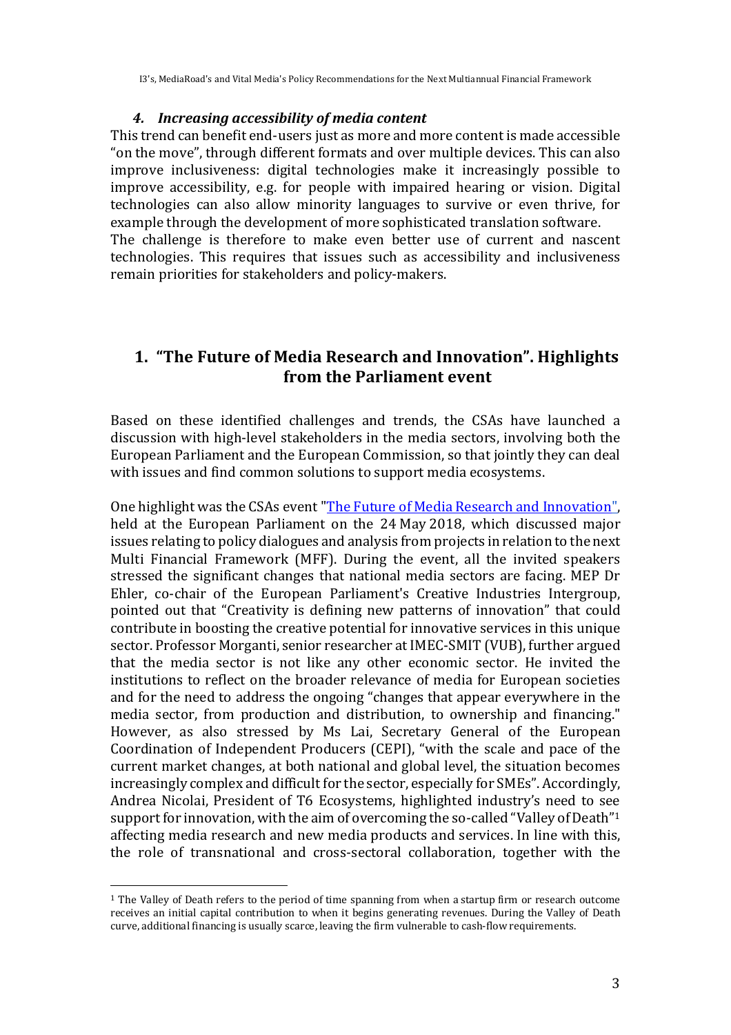### *4. Increasing accessibility of media content*

This trend can benefit end-users just as more and more content is made accessible "on the move", through different formats and over multiple devices. This can also improve inclusiveness: digital technologies make it increasingly possible to improve accessibility, e.g. for people with impaired hearing or vision. Digital technologies can also allow minority languages to survive or even thrive, for example through the development of more sophisticated translation software.
The challenge is therefore to make even better use of current and nascent technologies. This requires that issues such as accessibility and inclusiveness remain priorities for stakeholders and policy-makers.

## 1. "The Future of Media Research and Innovation". Highlights from the Parliament event

Based on these identified challenges and trends, the CSAs have launched a discussion with high-level stakeholders in the media sectors, involving both the European Parliament and the European Commission, so that jointly they can deal with issues and find common solutions to support media ecosystems.

One highlight was the CSAs event "[The Future of Media Research and Innovation](#)", held at the European Parliament on the 24 May 2018, which discussed major issues relating to policy dialogues and analysis from projects in relation to the next Multi Financial Framework (MFF). During the event, all the invited speakers stressed the significant changes that national media sectors are facing. MEP Dr Ehler, co-chair of the European Parliament's Creative Industries Intergroup, pointed out that "Creativity is defining new patterns of innovation" that could contribute in boosting the creative potential for innovative services in this unique sector. Professor Morganti, senior researcher at IMEC-SMIT (VUB), further argued that the media sector is not like any other economic sector. He invited the institutions to reflect on the broader relevance of media for European societies and for the need to address the ongoing "changes that appear everywhere in the media sector, from production and distribution, to ownership and financing." However, as also stressed by Ms Lai, Secretary General of the European Coordination of Independent Producers (CEPI), "with the scale and pace of the current market changes, at both national and global level, the situation becomes increasingly complex and difficult for the sector, especially for SMEs". Accordingly, Andrea Nicolai, President of T6 Ecosystems, highlighted industry's need to see support for innovation, with the aim of overcoming the so-called "Valley of Death"[1] affecting media research and new media products and services. In line with this, the role of transnational and cross-sectoral collaboration, together with the

---

[1] The Valley of Death refers to the period of time spanning from when a startup firm or research outcome receives an initial capital contribution to when it begins generating revenues. During the Valley of Death curve, additional financing is usually scarce, leaving the firm vulnerable to cash-flow requirements.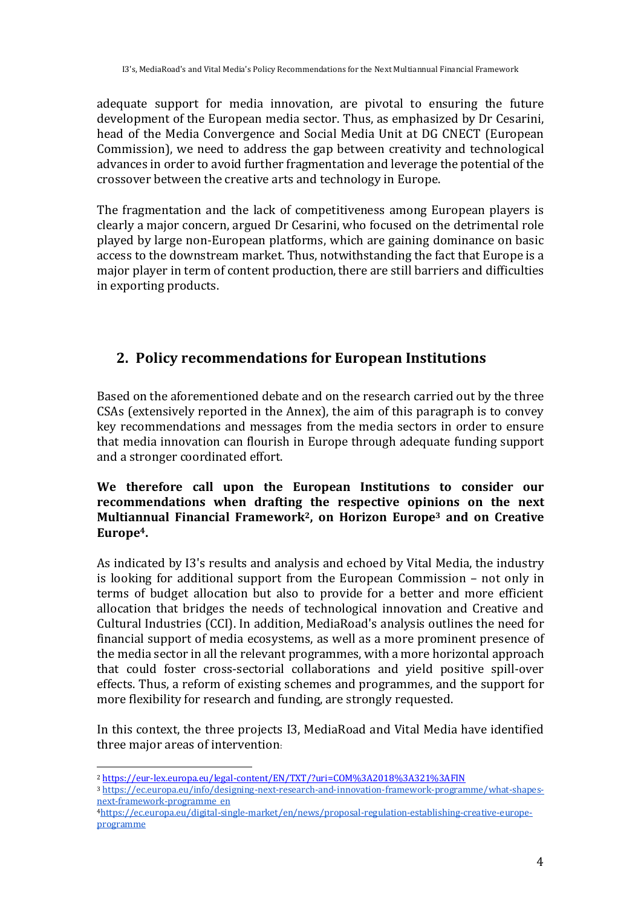adequate support for media innovation, are pivotal to ensuring the future development of the European media sector. Thus, as emphasized by Dr Cesarini, head of the Media Convergence and Social Media Unit at DG CNECT (European Commission), we need to address the gap between creativity and technological advances in order to avoid further fragmentation and leverage the potential of the crossover between the creative arts and technology in Europe.

The fragmentation and the lack of competitiveness among European players is clearly a major concern, argued Dr Cesarini, who focused on the detrimental role played by large non-European platforms, which are gaining dominance on basic access to the downstream market. Thus, notwithstanding the fact that Europe is a major player in term of content production, there are still barriers and difficulties in exporting products.

## 2. Policy recommendations for European Institutions

Based on the aforementioned debate and on the research carried out by the three CSAs (extensively reported in the Annex), the aim of this paragraph is to convey key recommendations and messages from the media sectors in order to ensure that media innovation can flourish in Europe through adequate funding support and a stronger coordinated effort.

**We therefore call upon the European Institutions to consider our recommendations when drafting the respective opinions on the next Multiannual Financial Framework[2], on Horizon Europe[3] and on Creative Europe[4].**

As indicated by I3's results and analysis and echoed by Vital Media, the industry is looking for additional support from the European Commission – not only in terms of budget allocation but also to provide for a better and more efficient allocation that bridges the needs of technological innovation and Creative and Cultural Industries (CCI). In addition, MediaRoad's analysis outlines the need for financial support of media ecosystems, as well as a more prominent presence of the media sector in all the relevant programmes, with a more horizontal approach that could foster cross-sectorial collaborations and yield positive spill-over effects. Thus, a reform of existing schemes and programmes, and the support for more flexibility for research and funding, are strongly requested.

In this context, the three projects I3, MediaRoad and Vital Media have identified three major areas of intervention:

---

[2] https://eur-lex.europa.eu/legal-content/EN/TXT/?uri=COM%3A2018%3A321%3AFIN

[3] https://ec.europa.eu/info/designing-next-research-and-innovation-framework-programme/what-shapes-next-framework-programme_en

[4] https://ec.europa.eu/digital-single-market/en/news/proposal-regulation-establishing-creative-europe-programme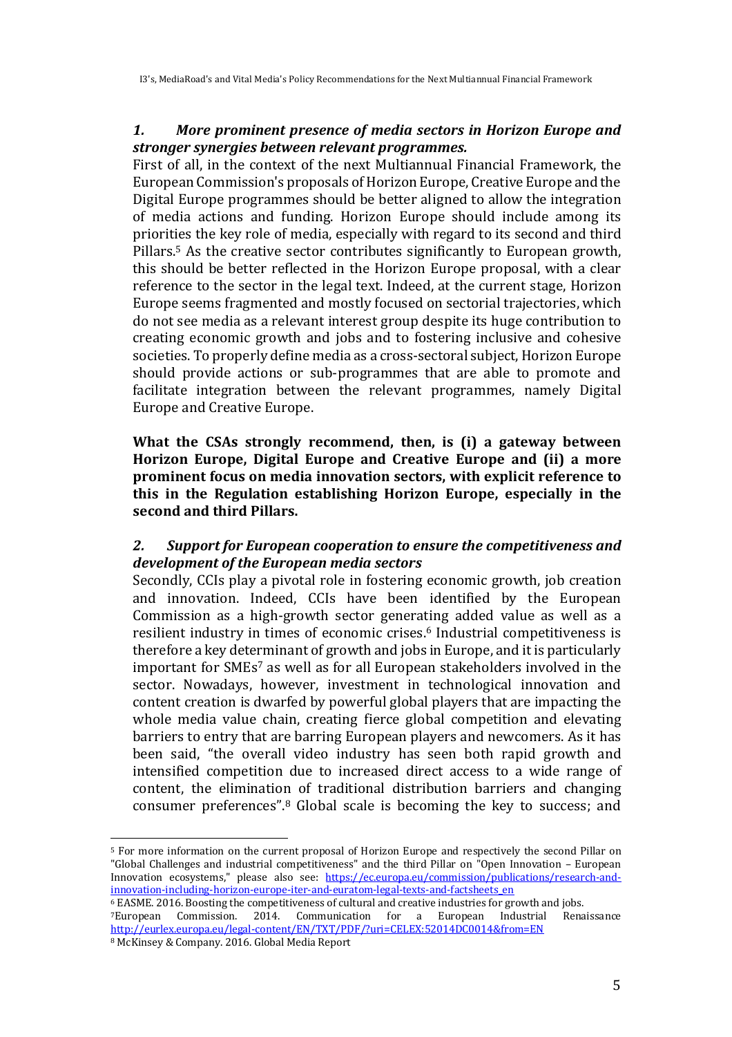### *1. More prominent presence of media sectors in Horizon Europe and stronger synergies between relevant programmes.*

First of all, in the context of the next Multiannual Financial Framework, the European Commission's proposals of Horizon Europe, Creative Europe and the Digital Europe programmes should be better aligned to allow the integration of media actions and funding. Horizon Europe should include among its priorities the key role of media, especially with regard to its second and third Pillars.[5] As the creative sector contributes significantly to European growth, this should be better reflected in the Horizon Europe proposal, with a clear reference to the sector in the legal text. Indeed, at the current stage, Horizon Europe seems fragmented and mostly focused on sectorial trajectories, which do not see media as a relevant interest group despite its huge contribution to creating economic growth and jobs and to fostering inclusive and cohesive societies. To properly define media as a cross-sectoral subject, Horizon Europe should provide actions or sub-programmes that are able to promote and facilitate integration between the relevant programmes, namely Digital Europe and Creative Europe.

**What the CSAs strongly recommend, then, is (i) a gateway between Horizon Europe, Digital Europe and Creative Europe and (ii) a more prominent focus on media innovation sectors, with explicit reference to this in the Regulation establishing Horizon Europe, especially in the second and third Pillars.**

### *2. Support for European cooperation to ensure the competitiveness and development of the European media sectors*

Secondly, CCIs play a pivotal role in fostering economic growth, job creation and innovation. Indeed, CCIs have been identified by the European Commission as a high-growth sector generating added value as well as a resilient industry in times of economic crises.[6] Industrial competitiveness is therefore a key determinant of growth and jobs in Europe, and it is particularly important for SMEs[7] as well as for all European stakeholders involved in the sector. Nowadays, however, investment in technological innovation and content creation is dwarfed by powerful global players that are impacting the whole media value chain, creating fierce global competition and elevating barriers to entry that are barring European players and newcomers. As it has been said, "the overall video industry has seen both rapid growth and intensified competition due to increased direct access to a wide range of content, the elimination of traditional distribution barriers and changing consumer preferences".[8] Global scale is becoming the key to success; and

---

[5] For more information on the current proposal of Horizon Europe and respectively the second Pillar on "Global Challenges and industrial competitiveness" and the third Pillar on "Open Innovation – European Innovation ecosystems," please also see: https://ec.europa.eu/commission/publications/research-and-innovation-including-horizon-europe-iter-and-euratom-legal-texts-and-factsheets_en

[6] EASME. 2016. Boosting the competitiveness of cultural and creative industries for growth and jobs.

[7] European Commission. 2014. Communication for a European Industrial Renaissance http://eurlex.europa.eu/legal-content/EN/TXT/PDF/?uri=CELEX:52014DC0014&from=EN

[8] McKinsey & Company. 2016. Global Media Report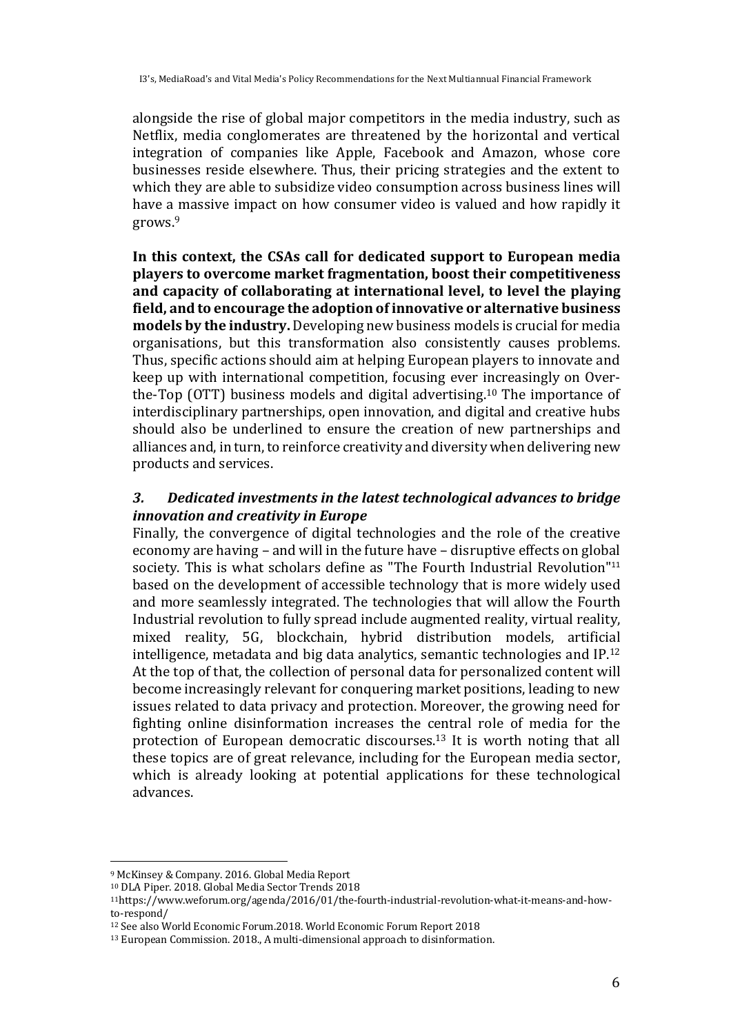alongside the rise of global major competitors in the media industry, such as Netflix, media conglomerates are threatened by the horizontal and vertical integration of companies like Apple, Facebook and Amazon, whose core businesses reside elsewhere. Thus, their pricing strategies and the extent to which they are able to subsidize video consumption across business lines will have a massive impact on how consumer video is valued and how rapidly it grows.[9]

**In this context, the CSAs call for dedicated support to European media players to overcome market fragmentation, boost their competitiveness and capacity of collaborating at international level, to level the playing field, and to encourage the adoption of innovative or alternative business models by the industry.** Developing new business models is crucial for media organisations, but this transformation also consistently causes problems. Thus, specific actions should aim at helping European players to innovate and keep up with international competition, focusing ever increasingly on Over-the-Top (OTT) business models and digital advertising.[10] The importance of interdisciplinary partnerships, open innovation, and digital and creative hubs should also be underlined to ensure the creation of new partnerships and alliances and, in turn, to reinforce creativity and diversity when delivering new products and services.

### *3. Dedicated investments in the latest technological advances to bridge innovation and creativity in Europe*

Finally, the convergence of digital technologies and the role of the creative economy are having – and will in the future have – disruptive effects on global society. This is what scholars define as "The Fourth Industrial Revolution"[11] based on the development of accessible technology that is more widely used and more seamlessly integrated. The technologies that will allow the Fourth Industrial revolution to fully spread include augmented reality, virtual reality, mixed reality, 5G, blockchain, hybrid distribution models, artificial intelligence, metadata and big data analytics, semantic technologies and IP.[12] At the top of that, the collection of personal data for personalized content will become increasingly relevant for conquering market positions, leading to new issues related to data privacy and protection. Moreover, the growing need for fighting online disinformation increases the central role of media for the protection of European democratic discourses.[13] It is worth noting that all these topics are of great relevance, including for the European media sector, which is already looking at potential applications for these technological advances.

---

[9] McKinsey & Company. 2016. Global Media Report

[10] DLA Piper. 2018. Global Media Sector Trends 2018

[11] https://www.weforum.org/agenda/2016/01/the-fourth-industrial-revolution-what-it-means-and-how-to-respond/

[12] See also World Economic Forum.2018. World Economic Forum Report 2018

[13] European Commission. 2018., A multi-dimensional approach to disinformation.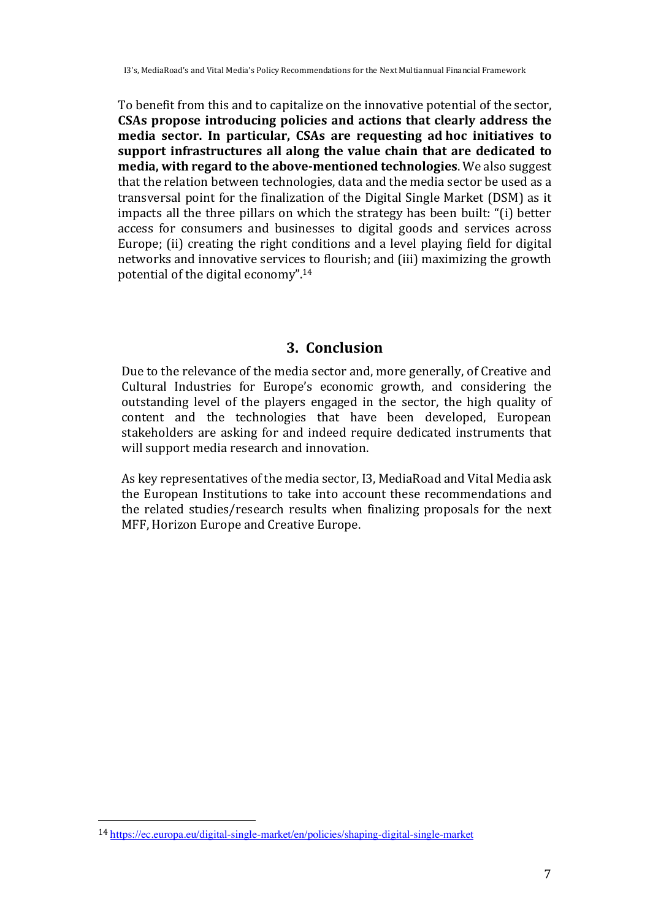To benefit from this and to capitalize on the innovative potential of the sector, **CSAs propose introducing policies and actions that clearly address the media sector. In particular, CSAs are requesting ad hoc initiatives to support infrastructures all along the value chain that are dedicated to media, with regard to the above-mentioned technologies**. We also suggest that the relation between technologies, data and the media sector be used as a transversal point for the finalization of the Digital Single Market (DSM) as it impacts all the three pillars on which the strategy has been built: "(i) better access for consumers and businesses to digital goods and services across Europe; (ii) creating the right conditions and a level playing field for digital networks and innovative services to flourish; and (iii) maximizing the growth potential of the digital economy".[14]

## 3. Conclusion

Due to the relevance of the media sector and, more generally, of Creative and Cultural Industries for Europe's economic growth, and considering the outstanding level of the players engaged in the sector, the high quality of content and the technologies that have been developed, European stakeholders are asking for and indeed require dedicated instruments that will support media research and innovation.

As key representatives of the media sector, I3, MediaRoad and Vital Media ask the European Institutions to take into account these recommendations and the related studies/research results when finalizing proposals for the next MFF, Horizon Europe and Creative Europe.

[14] https://ec.europa.eu/digital-single-market/en/policies/shaping-digital-single-market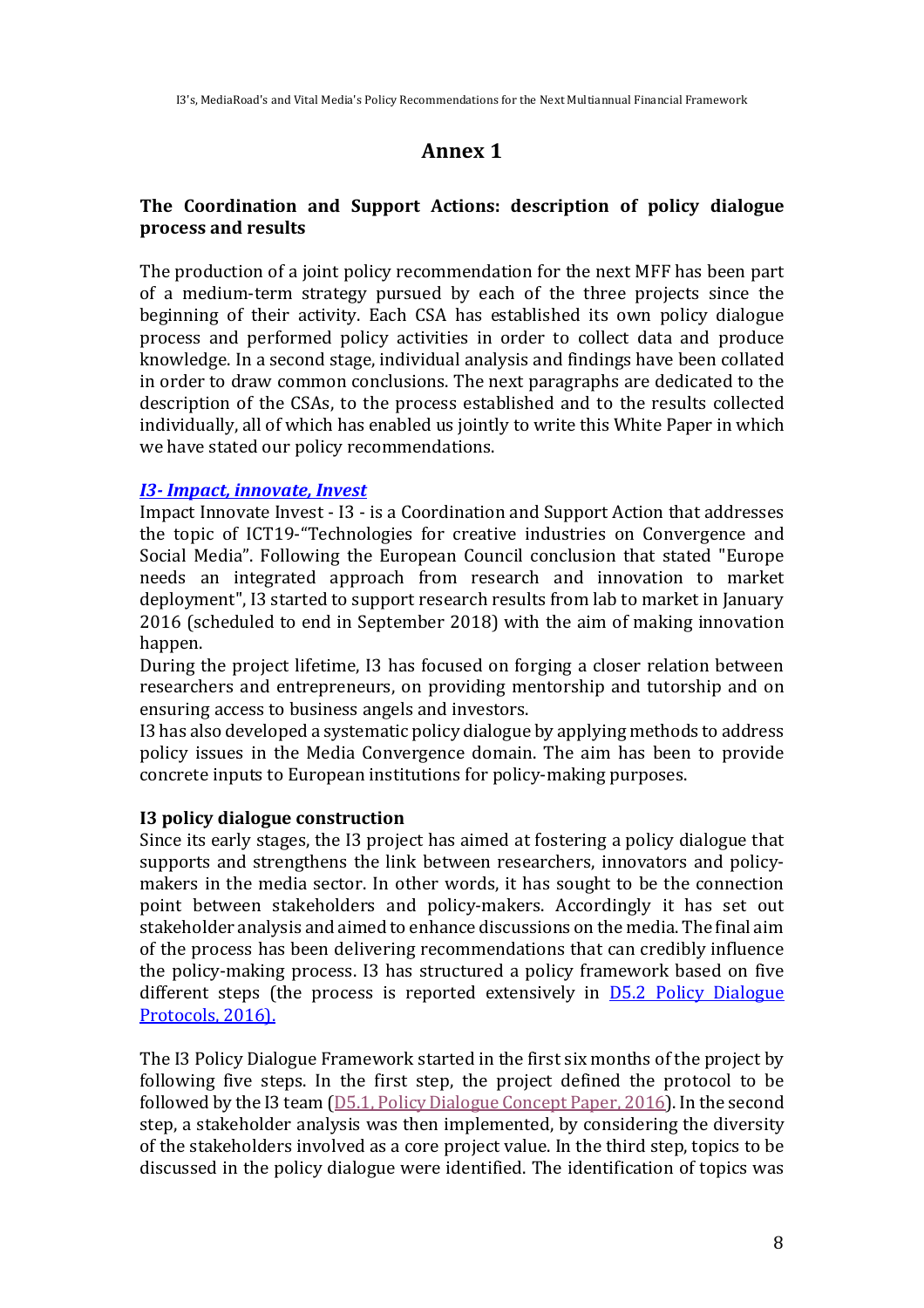# Annex 1

## The Coordination and Support Actions: description of policy dialogue process and results

The production of a joint policy recommendation for the next MFF has been part of a medium-term strategy pursued by each of the three projects since the beginning of their activity. Each CSA has established its own policy dialogue process and performed policy activities in order to collect data and produce knowledge. In a second stage, individual analysis and findings have been collated in order to draw common conclusions. The next paragraphs are dedicated to the description of the CSAs, to the process established and to the results collected individually, all of which has enabled us jointly to write this White Paper in which we have stated our policy recommendations.

### *I3- Impact, innovate, Invest*

Impact Innovate Invest - I3 - is a Coordination and Support Action that addresses the topic of ICT19-"Technologies for creative industries on Convergence and Social Media". Following the European Council conclusion that stated "Europe needs an integrated approach from research and innovation to market deployment", I3 started to support research results from lab to market in January 2016 (scheduled to end in September 2018) with the aim of making innovation happen.

During the project lifetime, I3 has focused on forging a closer relation between researchers and entrepreneurs, on providing mentorship and tutorship and on ensuring access to business angels and investors.

I3 has also developed a systematic policy dialogue by applying methods to address policy issues in the Media Convergence domain. The aim has been to provide concrete inputs to European institutions for policy-making purposes.

### I3 policy dialogue construction

Since its early stages, the I3 project has aimed at fostering a policy dialogue that supports and strengthens the link between researchers, innovators and policy-makers in the media sector. In other words, it has sought to be the connection point between stakeholders and policy-makers. Accordingly it has set out stakeholder analysis and aimed to enhance discussions on the media. The final aim of the process has been delivering recommendations that can credibly influence the policy-making process. I3 has structured a policy framework based on five different steps (the process is reported extensively in D5.2 Policy Dialogue Protocols, 2016).

The I3 Policy Dialogue Framework started in the first six months of the project by following five steps. In the first step, the project defined the protocol to be followed by the I3 team (D5.1, Policy Dialogue Concept Paper, 2016). In the second step, a stakeholder analysis was then implemented, by considering the diversity of the stakeholders involved as a core project value. In the third step, topics to be discussed in the policy dialogue were identified. The identification of topics was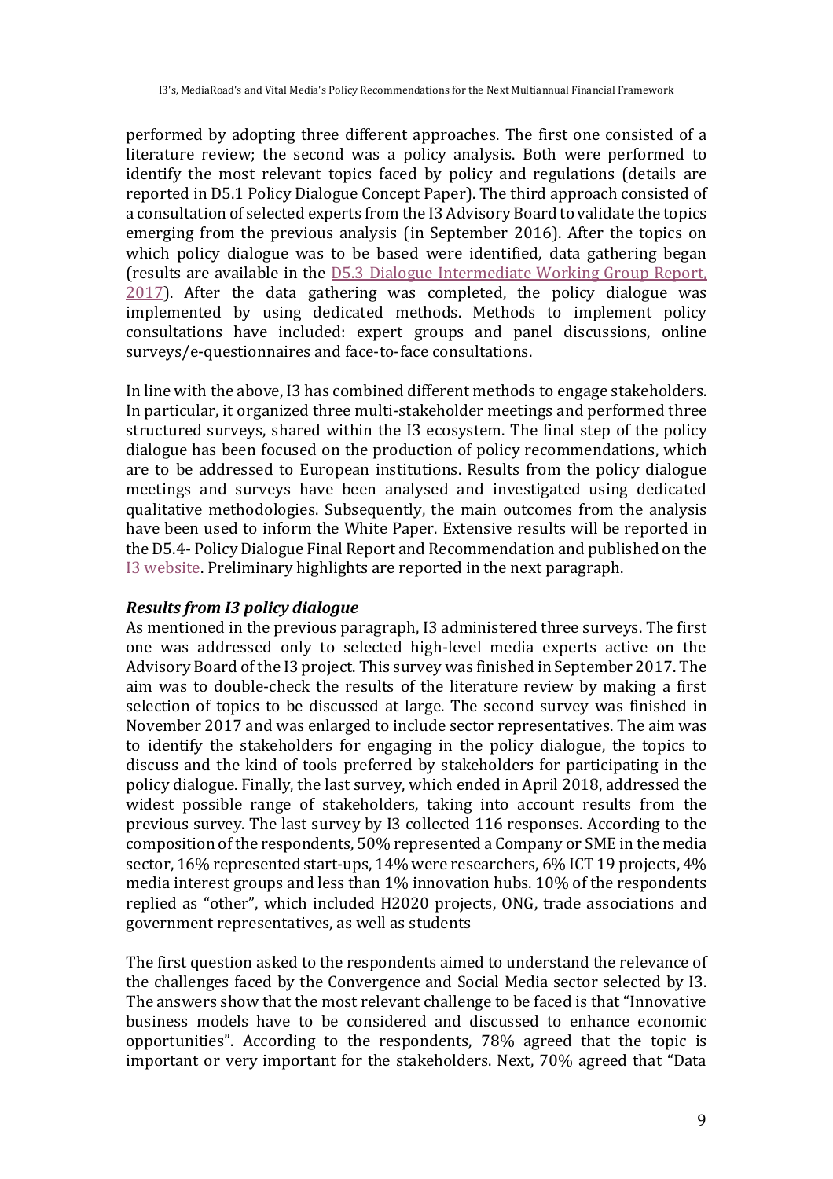performed by adopting three different approaches. The first one consisted of a literature review; the second was a policy analysis. Both were performed to identify the most relevant topics faced by policy and regulations (details are reported in D5.1 Policy Dialogue Concept Paper). The third approach consisted of a consultation of selected experts from the I3 Advisory Board to validate the topics emerging from the previous analysis (in September 2016). After the topics on which policy dialogue was to be based were identified, data gathering began (results are available in the [D5.3 Dialogue Intermediate Working Group Report, 2017]). After the data gathering was completed, the policy dialogue was implemented by using dedicated methods. Methods to implement policy consultations have included: expert groups and panel discussions, online surveys/e-questionnaires and face-to-face consultations.

In line with the above, I3 has combined different methods to engage stakeholders. In particular, it organized three multi-stakeholder meetings and performed three structured surveys, shared within the I3 ecosystem. The final step of the policy dialogue has been focused on the production of policy recommendations, which are to be addressed to European institutions. Results from the policy dialogue meetings and surveys have been analysed and investigated using dedicated qualitative methodologies. Subsequently, the main outcomes from the analysis have been used to inform the White Paper. Extensive results will be reported in the D5.4- Policy Dialogue Final Report and Recommendation and published on the [I3 website]. Preliminary highlights are reported in the next paragraph.

### *Results from I3 policy dialogue*

As mentioned in the previous paragraph, I3 administered three surveys. The first one was addressed only to selected high-level media experts active on the Advisory Board of the I3 project. This survey was finished in September 2017. The aim was to double-check the results of the literature review by making a first selection of topics to be discussed at large. The second survey was finished in November 2017 and was enlarged to include sector representatives. The aim was to identify the stakeholders for engaging in the policy dialogue, the topics to discuss and the kind of tools preferred by stakeholders for participating in the policy dialogue. Finally, the last survey, which ended in April 2018, addressed the widest possible range of stakeholders, taking into account results from the previous survey. The last survey by I3 collected 116 responses. According to the composition of the respondents, 50% represented a Company or SME in the media sector, 16% represented start-ups, 14% were researchers, 6% ICT 19 projects, 4% media interest groups and less than 1% innovation hubs. 10% of the respondents replied as "other", which included H2020 projects, ONG, trade associations and government representatives, as well as students

The first question asked to the respondents aimed to understand the relevance of the challenges faced by the Convergence and Social Media sector selected by I3. The answers show that the most relevant challenge to be faced is that "Innovative business models have to be considered and discussed to enhance economic opportunities". According to the respondents, 78% agreed that the topic is important or very important for the stakeholders. Next, 70% agreed that "Data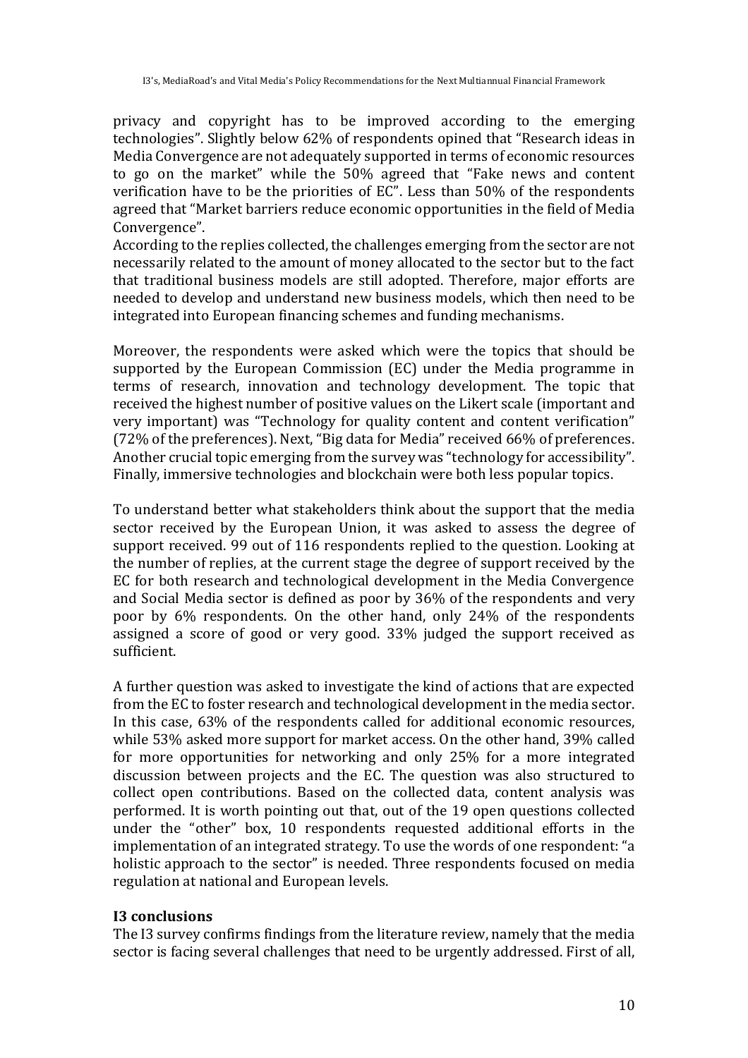privacy and copyright has to be improved according to the emerging technologies". Slightly below 62% of respondents opined that "Research ideas in Media Convergence are not adequately supported in terms of economic resources to go on the market" while the 50% agreed that "Fake news and content verification have to be the priorities of EC". Less than 50% of the respondents agreed that "Market barriers reduce economic opportunities in the field of Media Convergence".
According to the replies collected, the challenges emerging from the sector are not necessarily related to the amount of money allocated to the sector but to the fact that traditional business models are still adopted. Therefore, major efforts are needed to develop and understand new business models, which then need to be integrated into European financing schemes and funding mechanisms.

Moreover, the respondents were asked which were the topics that should be supported by the European Commission (EC) under the Media programme in terms of research, innovation and technology development. The topic that received the highest number of positive values on the Likert scale (important and very important) was "Technology for quality content and content verification" (72% of the preferences). Next, "Big data for Media" received 66% of preferences. Another crucial topic emerging from the survey was "technology for accessibility". Finally, immersive technologies and blockchain were both less popular topics.

To understand better what stakeholders think about the support that the media sector received by the European Union, it was asked to assess the degree of support received. 99 out of 116 respondents replied to the question. Looking at the number of replies, at the current stage the degree of support received by the EC for both research and technological development in the Media Convergence and Social Media sector is defined as poor by 36% of the respondents and very poor by 6% respondents. On the other hand, only 24% of the respondents assigned a score of good or very good. 33% judged the support received as sufficient.

A further question was asked to investigate the kind of actions that are expected from the EC to foster research and technological development in the media sector. In this case, 63% of the respondents called for additional economic resources, while 53% asked more support for market access. On the other hand, 39% called for more opportunities for networking and only 25% for a more integrated discussion between projects and the EC. The question was also structured to collect open contributions. Based on the collected data, content analysis was performed. It is worth pointing out that, out of the 19 open questions collected under the "other" box, 10 respondents requested additional efforts in the implementation of an integrated strategy. To use the words of one respondent: "a holistic approach to the sector" is needed. Three respondents focused on media regulation at national and European levels.

**I3 conclusions**

The I3 survey confirms findings from the literature review, namely that the media sector is facing several challenges that need to be urgently addressed. First of all,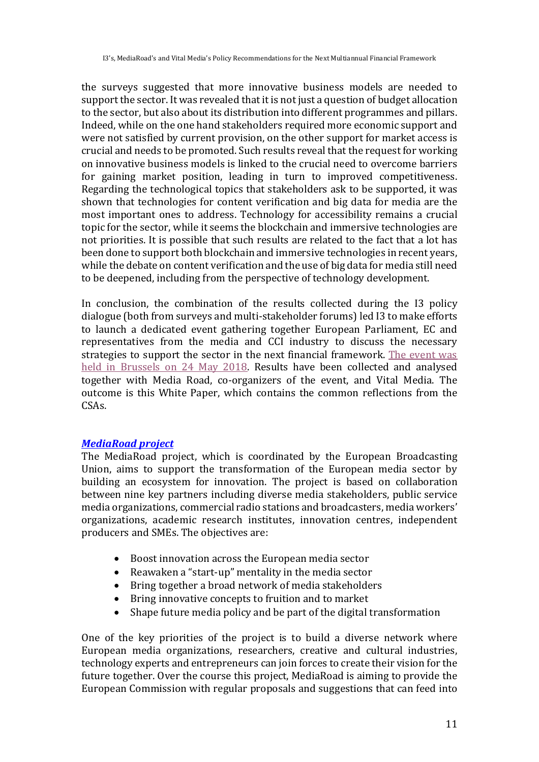the surveys suggested that more innovative business models are needed to support the sector. It was revealed that it is not just a question of budget allocation to the sector, but also about its distribution into different programmes and pillars. Indeed, while on the one hand stakeholders required more economic support and were not satisfied by current provision, on the other support for market access is crucial and needs to be promoted. Such results reveal that the request for working on innovative business models is linked to the crucial need to overcome barriers for gaining market position, leading in turn to improved competitiveness. Regarding the technological topics that stakeholders ask to be supported, it was shown that technologies for content verification and big data for media are the most important ones to address. Technology for accessibility remains a crucial topic for the sector, while it seems the blockchain and immersive technologies are not priorities. It is possible that such results are related to the fact that a lot has been done to support both blockchain and immersive technologies in recent years, while the debate on content verification and the use of big data for media still need to be deepened, including from the perspective of technology development.

In conclusion, the combination of the results collected during the I3 policy dialogue (both from surveys and multi-stakeholder forums) led I3 to make efforts to launch a dedicated event gathering together European Parliament, EC and representatives from the media and CCI industry to discuss the necessary strategies to support the sector in the next financial framework. The event was held in Brussels on 24 May 2018. Results have been collected and analysed together with Media Road, co-organizers of the event, and Vital Media. The outcome is this White Paper, which contains the common reflections from the CSAs.

### ***MediaRoad project***

The MediaRoad project, which is coordinated by the European Broadcasting Union, aims to support the transformation of the European media sector by building an ecosystem for innovation. The project is based on collaboration between nine key partners including diverse media stakeholders, public service media organizations, commercial radio stations and broadcasters, media workers' organizations, academic research institutes, innovation centres, independent producers and SMEs. The objectives are:

- Boost innovation across the European media sector
- Reawaken a "start-up" mentality in the media sector
- Bring together a broad network of media stakeholders
- Bring innovative concepts to fruition and to market
- Shape future media policy and be part of the digital transformation

One of the key priorities of the project is to build a diverse network where European media organizations, researchers, creative and cultural industries, technology experts and entrepreneurs can join forces to create their vision for the future together. Over the course this project, MediaRoad is aiming to provide the European Commission with regular proposals and suggestions that can feed into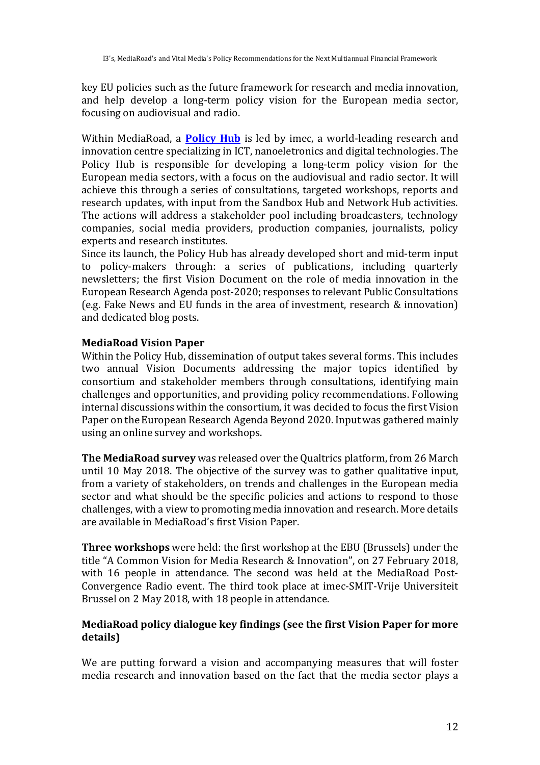key EU policies such as the future framework for research and media innovation, and help develop a long-term policy vision for the European media sector, focusing on audiovisual and radio.

Within MediaRoad, a **Policy Hub** is led by imec, a world-leading research and innovation centre specializing in ICT, nanoeletronics and digital technologies. The Policy Hub is responsible for developing a long-term policy vision for the European media sectors, with a focus on the audiovisual and radio sector. It will achieve this through a series of consultations, targeted workshops, reports and research updates, with input from the Sandbox Hub and Network Hub activities. The actions will address a stakeholder pool including broadcasters, technology companies, social media providers, production companies, journalists, policy experts and research institutes.

Since its launch, the Policy Hub has already developed short and mid-term input to policy-makers through: a series of publications, including quarterly newsletters; the first Vision Document on the role of media innovation in the European Research Agenda post-2020; responses to relevant Public Consultations (e.g. Fake News and EU funds in the area of investment, research & innovation) and dedicated blog posts.

**MediaRoad Vision Paper**

Within the Policy Hub, dissemination of output takes several forms. This includes two annual Vision Documents addressing the major topics identified by consortium and stakeholder members through consultations, identifying main challenges and opportunities, and providing policy recommendations. Following internal discussions within the consortium, it was decided to focus the first Vision Paper on the European Research Agenda Beyond 2020. Input was gathered mainly using an online survey and workshops.

**The MediaRoad survey** was released over the Qualtrics platform, from 26 March until 10 May 2018. The objective of the survey was to gather qualitative input, from a variety of stakeholders, on trends and challenges in the European media sector and what should be the specific policies and actions to respond to those challenges, with a view to promoting media innovation and research. More details are available in MediaRoad's first Vision Paper.

**Three workshops** were held: the first workshop at the EBU (Brussels) under the title "A Common Vision for Media Research & Innovation", on 27 February 2018, with 16 people in attendance. The second was held at the MediaRoad Post-Convergence Radio event. The third took place at imec-SMIT-Vrije Universiteit Brussel on 2 May 2018, with 18 people in attendance.

**MediaRoad policy dialogue key findings (see the first Vision Paper for more details)**

We are putting forward a vision and accompanying measures that will foster media research and innovation based on the fact that the media sector plays a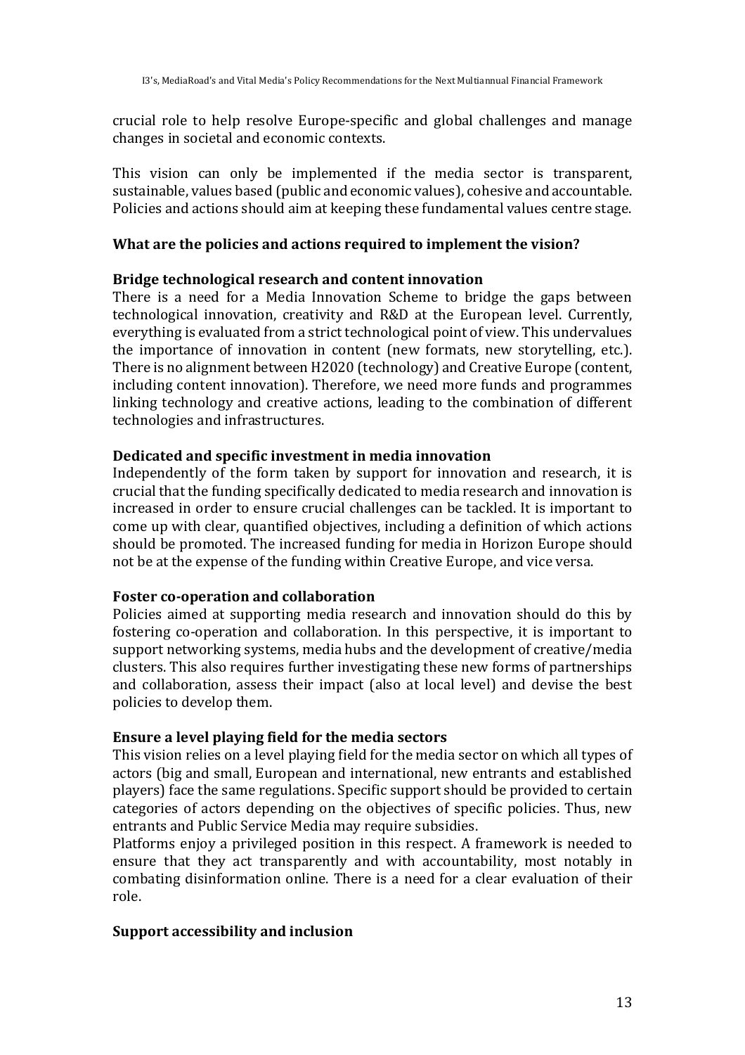crucial role to help resolve Europe-specific and global challenges and manage changes in societal and economic contexts.

This vision can only be implemented if the media sector is transparent, sustainable, values based (public and economic values), cohesive and accountable. Policies and actions should aim at keeping these fundamental values centre stage.

### What are the policies and actions required to implement the vision?

#### Bridge technological research and content innovation

There is a need for a Media Innovation Scheme to bridge the gaps between technological innovation, creativity and R&D at the European level. Currently, everything is evaluated from a strict technological point of view. This undervalues the importance of innovation in content (new formats, new storytelling, etc.). There is no alignment between H2020 (technology) and Creative Europe (content, including content innovation). Therefore, we need more funds and programmes linking technology and creative actions, leading to the combination of different technologies and infrastructures.

#### Dedicated and specific investment in media innovation

Independently of the form taken by support for innovation and research, it is crucial that the funding specifically dedicated to media research and innovation is increased in order to ensure crucial challenges can be tackled. It is important to come up with clear, quantified objectives, including a definition of which actions should be promoted. The increased funding for media in Horizon Europe should not be at the expense of the funding within Creative Europe, and vice versa.

#### Foster co-operation and collaboration

Policies aimed at supporting media research and innovation should do this by fostering co-operation and collaboration. In this perspective, it is important to support networking systems, media hubs and the development of creative/media clusters. This also requires further investigating these new forms of partnerships and collaboration, assess their impact (also at local level) and devise the best policies to develop them.

#### Ensure a level playing field for the media sectors

This vision relies on a level playing field for the media sector on which all types of actors (big and small, European and international, new entrants and established players) face the same regulations. Specific support should be provided to certain categories of actors depending on the objectives of specific policies. Thus, new entrants and Public Service Media may require subsidies.

Platforms enjoy a privileged position in this respect. A framework is needed to ensure that they act transparently and with accountability, most notably in combating disinformation online. There is a need for a clear evaluation of their role.

#### Support accessibility and inclusion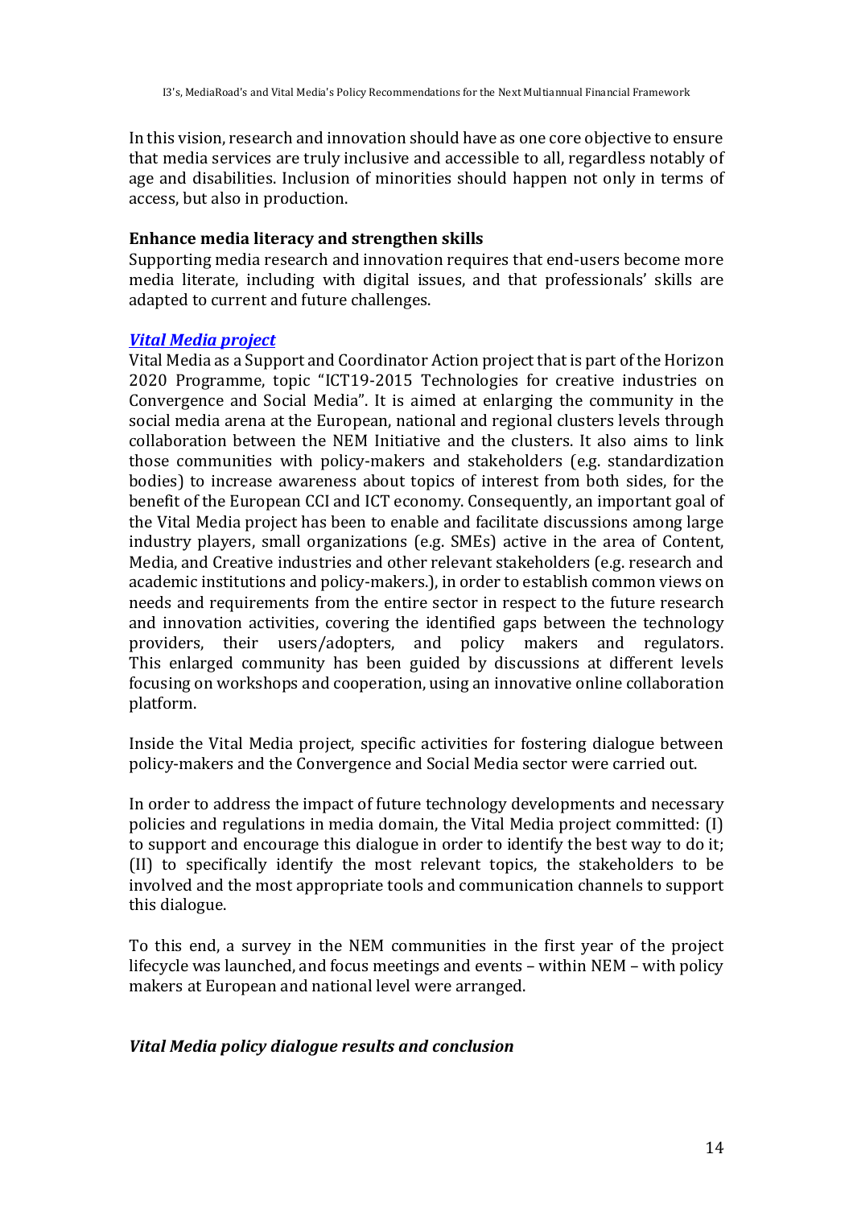In this vision, research and innovation should have as one core objective to ensure that media services are truly inclusive and accessible to all, regardless notably of age and disabilities. Inclusion of minorities should happen not only in terms of access, but also in production.

**Enhance media literacy and strengthen skills**

Supporting media research and innovation requires that end-users become more media literate, including with digital issues, and that professionals' skills are adapted to current and future challenges.

***Vital Media project***

Vital Media as a Support and Coordinator Action project that is part of the Horizon 2020 Programme, topic "ICT19-2015 Technologies for creative industries on Convergence and Social Media". It is aimed at enlarging the community in the social media arena at the European, national and regional clusters levels through collaboration between the NEM Initiative and the clusters. It also aims to link those communities with policy-makers and stakeholders (e.g. standardization bodies) to increase awareness about topics of interest from both sides, for the benefit of the European CCI and ICT economy. Consequently, an important goal of the Vital Media project has been to enable and facilitate discussions among large industry players, small organizations (e.g. SMEs) active in the area of Content, Media, and Creative industries and other relevant stakeholders (e.g. research and academic institutions and policy-makers.), in order to establish common views on needs and requirements from the entire sector in respect to the future research and innovation activities, covering the identified gaps between the technology providers, their users/adopters, and policy makers and regulators. This enlarged community has been guided by discussions at different levels focusing on workshops and cooperation, using an innovative online collaboration platform.

Inside the Vital Media project, specific activities for fostering dialogue between policy-makers and the Convergence and Social Media sector were carried out.

In order to address the impact of future technology developments and necessary policies and regulations in media domain, the Vital Media project committed: (I) to support and encourage this dialogue in order to identify the best way to do it; (II) to specifically identify the most relevant topics, the stakeholders to be involved and the most appropriate tools and communication channels to support this dialogue.

To this end, a survey in the NEM communities in the first year of the project lifecycle was launched, and focus meetings and events – within NEM – with policy makers at European and national level were arranged.

***Vital Media policy dialogue results and conclusion***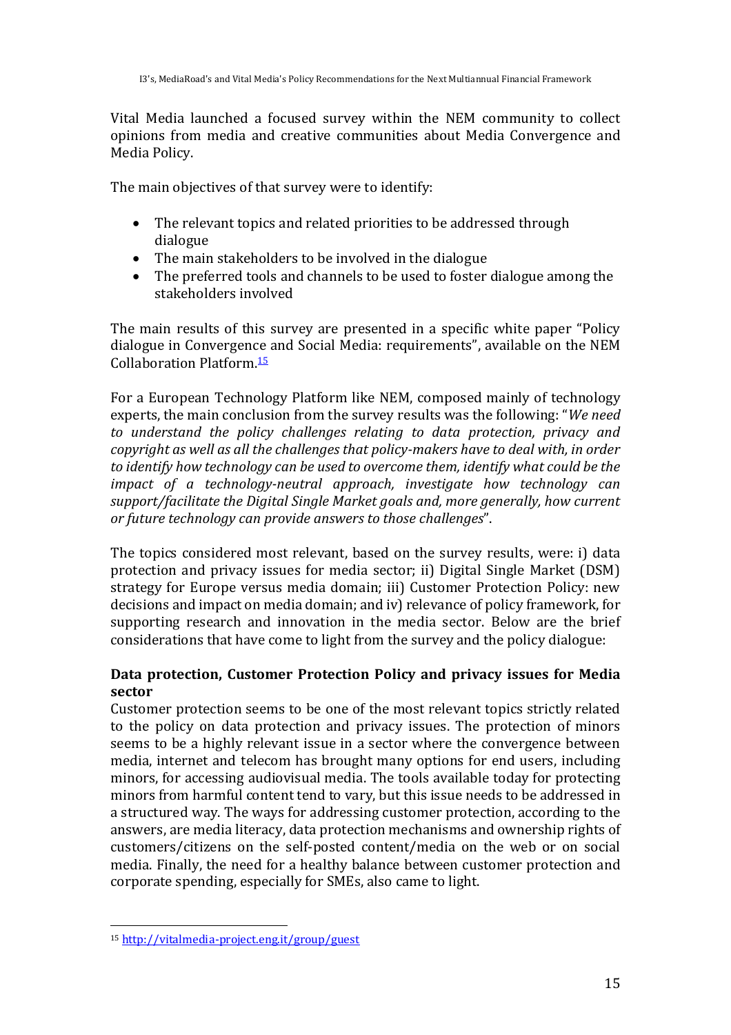Vital Media launched a focused survey within the NEM community to collect opinions from media and creative communities about Media Convergence and Media Policy.

The main objectives of that survey were to identify:

- The relevant topics and related priorities to be addressed through dialogue
- The main stakeholders to be involved in the dialogue
- The preferred tools and channels to be used to foster dialogue among the stakeholders involved

The main results of this survey are presented in a specific white paper "Policy dialogue in Convergence and Social Media: requirements", available on the NEM Collaboration Platform.[15]

For a European Technology Platform like NEM, composed mainly of technology experts, the main conclusion from the survey results was the following: "*We need to understand the policy challenges relating to data protection, privacy and copyright as well as all the challenges that policy-makers have to deal with, in order to identify how technology can be used to overcome them, identify what could be the impact of a technology-neutral approach, investigate how technology can support/facilitate the Digital Single Market goals and, more generally, how current or future technology can provide answers to those challenges*".

The topics considered most relevant, based on the survey results, were: i) data protection and privacy issues for media sector; ii) Digital Single Market (DSM) strategy for Europe versus media domain; iii) Customer Protection Policy: new decisions and impact on media domain; and iv) relevance of policy framework, for supporting research and innovation in the media sector. Below are the brief considerations that have come to light from the survey and the policy dialogue:

**Data protection, Customer Protection Policy and privacy issues for Media sector**

Customer protection seems to be one of the most relevant topics strictly related to the policy on data protection and privacy issues. The protection of minors seems to be a highly relevant issue in a sector where the convergence between media, internet and telecom has brought many options for end users, including minors, for accessing audiovisual media. The tools available today for protecting minors from harmful content tend to vary, but this issue needs to be addressed in a structured way. The ways for addressing customer protection, according to the answers, are media literacy, data protection mechanisms and ownership rights of customers/citizens on the self-posted content/media on the web or on social media. Finally, the need for a healthy balance between customer protection and corporate spending, especially for SMEs, also came to light.

[15] http://vitalmedia-project.eng.it/group/guest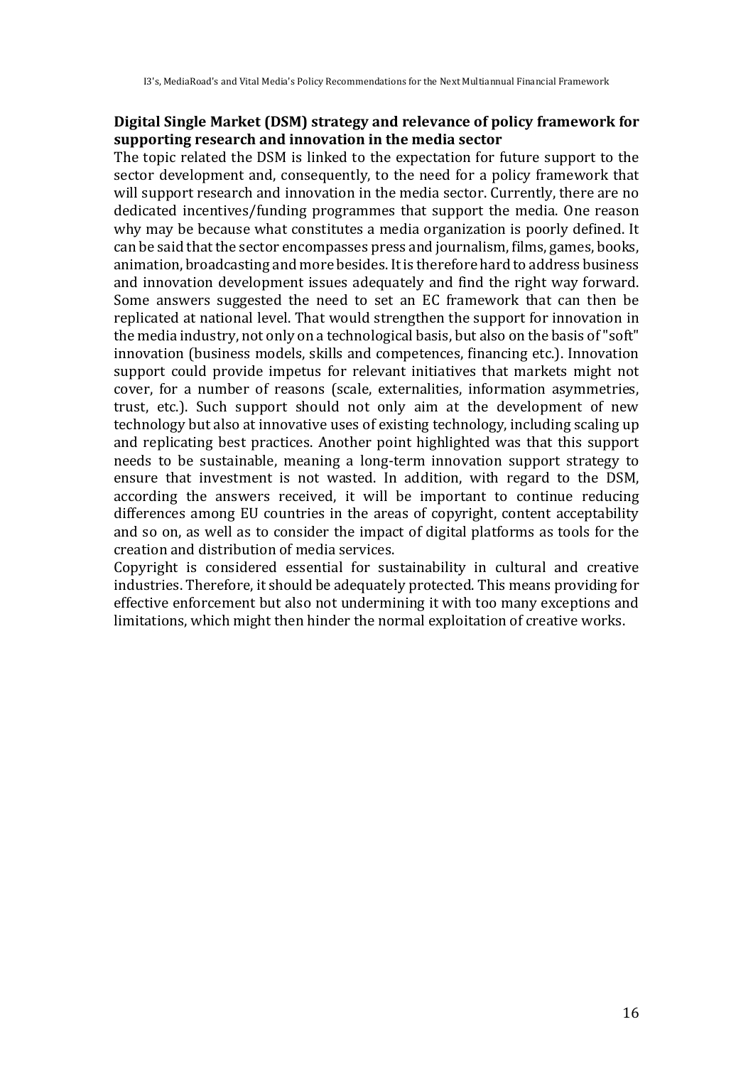**Digital Single Market (DSM) strategy and relevance of policy framework for supporting research and innovation in the media sector**

The topic related the DSM is linked to the expectation for future support to the sector development and, consequently, to the need for a policy framework that will support research and innovation in the media sector. Currently, there are no dedicated incentives/funding programmes that support the media. One reason why may be because what constitutes a media organization is poorly defined. It can be said that the sector encompasses press and journalism, films, games, books, animation, broadcasting and more besides. It is therefore hard to address business and innovation development issues adequately and find the right way forward. Some answers suggested the need to set an EC framework that can then be replicated at national level. That would strengthen the support for innovation in the media industry, not only on a technological basis, but also on the basis of "soft" innovation (business models, skills and competences, financing etc.). Innovation support could provide impetus for relevant initiatives that markets might not cover, for a number of reasons (scale, externalities, information asymmetries, trust, etc.). Such support should not only aim at the development of new technology but also at innovative uses of existing technology, including scaling up and replicating best practices. Another point highlighted was that this support needs to be sustainable, meaning a long-term innovation support strategy to ensure that investment is not wasted. In addition, with regard to the DSM, according the answers received, it will be important to continue reducing differences among EU countries in the areas of copyright, content acceptability and so on, as well as to consider the impact of digital platforms as tools for the creation and distribution of media services.

Copyright is considered essential for sustainability in cultural and creative industries. Therefore, it should be adequately protected. This means providing for effective enforcement but also not undermining it with too many exceptions and limitations, which might then hinder the normal exploitation of creative works.